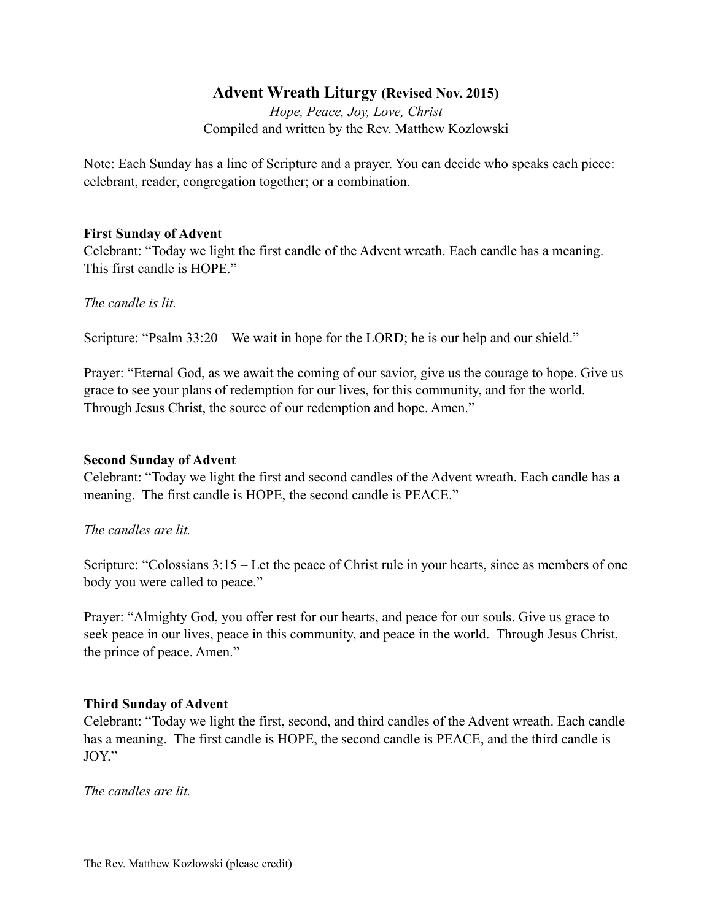# Advent Wreath Liturgy (Revised Nov. 2015)

*Hope, Peace, Joy, Love, Christ*

Compiled and written by the Rev. Matthew Kozlowski

Note: Each Sunday has a line of Scripture and a prayer. You can decide who speaks each piece: celebrant, reader, congregation together; or a combination.

**First Sunday of Advent**

Celebrant: "Today we light the first candle of the Advent wreath. Each candle has a meaning. This first candle is HOPE."

*The candle is lit.*

Scripture: "Psalm 33:20 – We wait in hope for the LORD; he is our help and our shield."

Prayer: "Eternal God, as we await the coming of our savior, give us the courage to hope. Give us grace to see your plans of redemption for our lives, for this community, and for the world. Through Jesus Christ, the source of our redemption and hope. Amen."

**Second Sunday of Advent**

Celebrant: "Today we light the first and second candles of the Advent wreath. Each candle has a meaning. The first candle is HOPE, the second candle is PEACE."

*The candles are lit.*

Scripture: "Colossians 3:15 – Let the peace of Christ rule in your hearts, since as members of one body you were called to peace."

Prayer: "Almighty God, you offer rest for our hearts, and peace for our souls. Give us grace to seek peace in our lives, peace in this community, and peace in the world. Through Jesus Christ, the prince of peace. Amen."

**Third Sunday of Advent**

Celebrant: "Today we light the first, second, and third candles of the Advent wreath. Each candle has a meaning. The first candle is HOPE, the second candle is PEACE, and the third candle is JOY."

*The candles are lit.*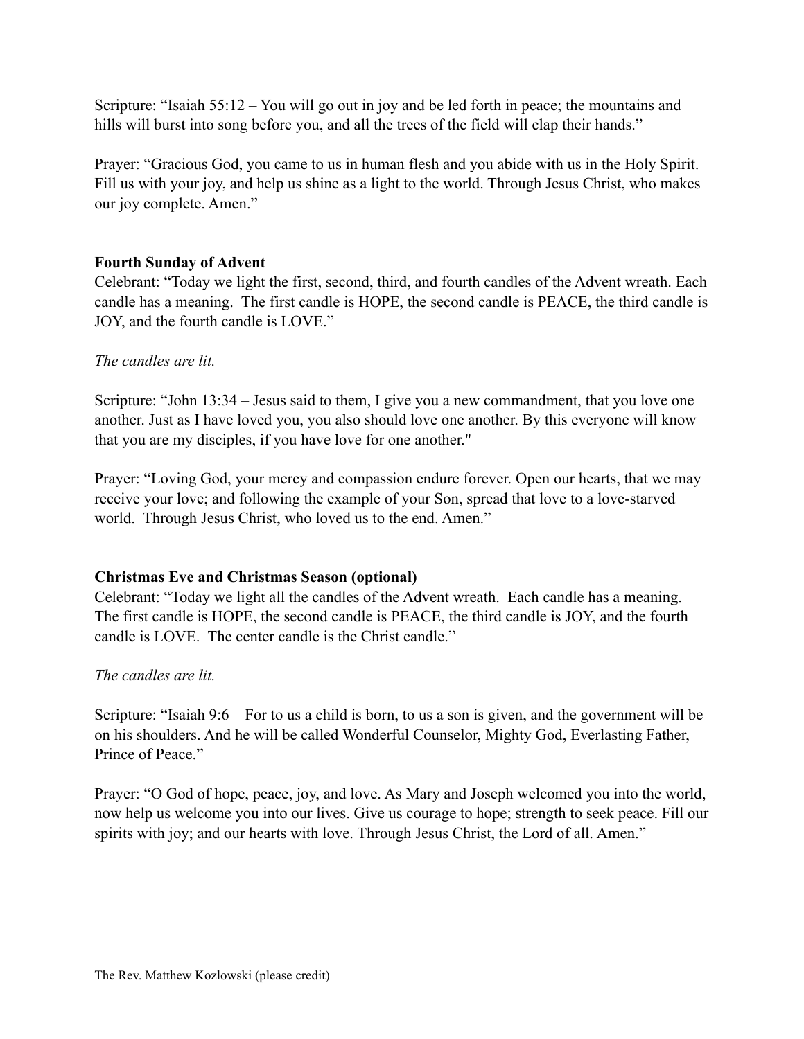Scripture: "Isaiah 55:12 – You will go out in joy and be led forth in peace; the mountains and hills will burst into song before you, and all the trees of the field will clap their hands."

Prayer: "Gracious God, you came to us in human flesh and you abide with us in the Holy Spirit. Fill us with your joy, and help us shine as a light to the world. Through Jesus Christ, who makes our joy complete. Amen."

**Fourth Sunday of Advent**

Celebrant: "Today we light the first, second, third, and fourth candles of the Advent wreath. Each candle has a meaning. The first candle is HOPE, the second candle is PEACE, the third candle is JOY, and the fourth candle is LOVE."

*The candles are lit.*

Scripture: "John 13:34 – Jesus said to them, I give you a new commandment, that you love one another. Just as I have loved you, you also should love one another. By this everyone will know that you are my disciples, if you have love for one another."

Prayer: "Loving God, your mercy and compassion endure forever. Open our hearts, that we may receive your love; and following the example of your Son, spread that love to a love-starved world. Through Jesus Christ, who loved us to the end. Amen."

**Christmas Eve and Christmas Season (optional)**

Celebrant: "Today we light all the candles of the Advent wreath. Each candle has a meaning. The first candle is HOPE, the second candle is PEACE, the third candle is JOY, and the fourth candle is LOVE. The center candle is the Christ candle."

*The candles are lit.*

Scripture: "Isaiah 9:6 – For to us a child is born, to us a son is given, and the government will be on his shoulders. And he will be called Wonderful Counselor, Mighty God, Everlasting Father, Prince of Peace."

Prayer: "O God of hope, peace, joy, and love. As Mary and Joseph welcomed you into the world, now help us welcome you into our lives. Give us courage to hope; strength to seek peace. Fill our spirits with joy; and our hearts with love. Through Jesus Christ, the Lord of all. Amen."

The Rev. Matthew Kozlowski (please credit)